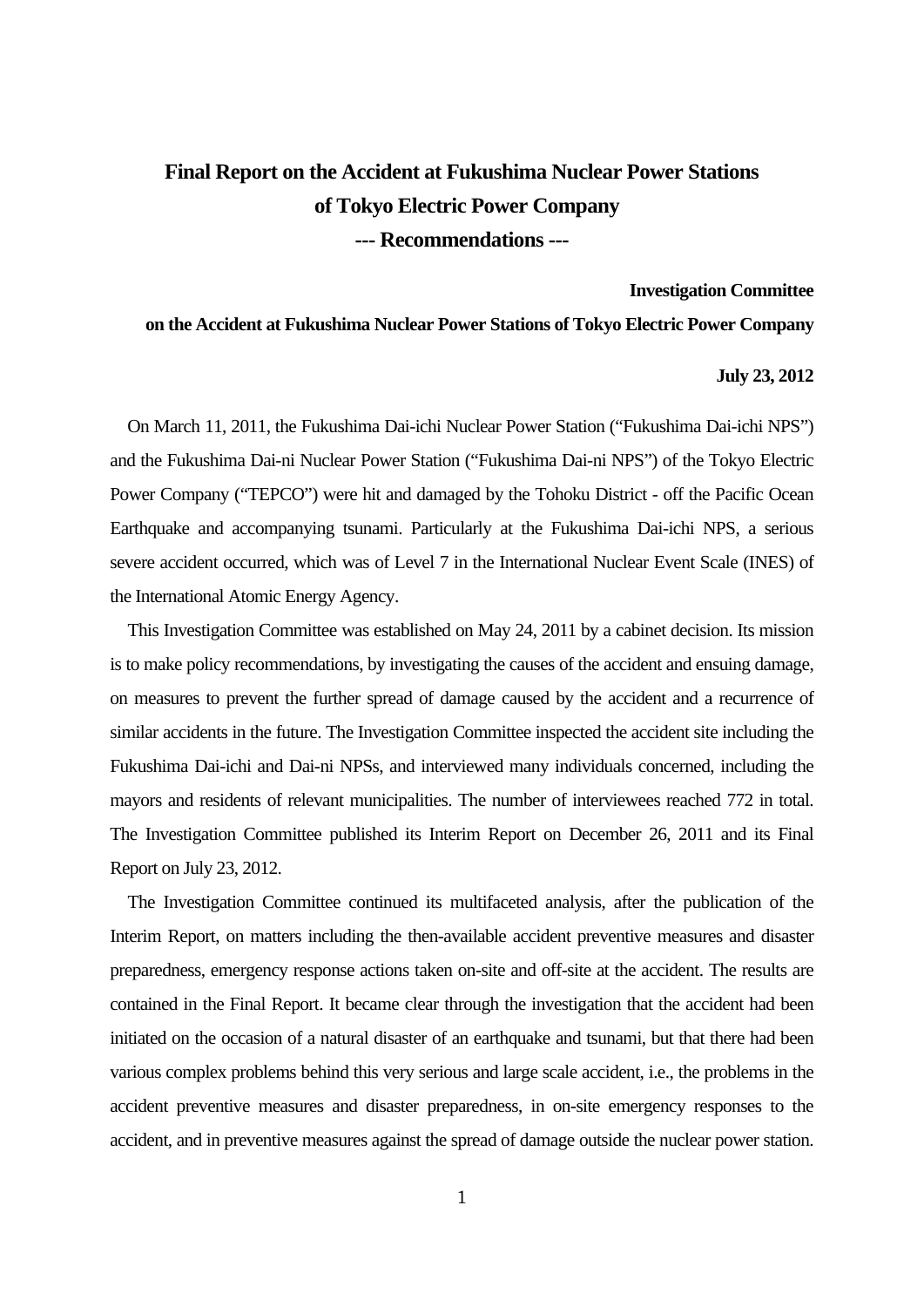# Final Report on the Accident at Fukushima Nuclear Power Stations of Tokyo Electric Power Company
## --- Recommendations ---

**Investigation Committee**
**on the Accident at Fukushima Nuclear Power Stations of Tokyo Electric Power Company**

**July 23, 2012**

On March 11, 2011, the Fukushima Dai-ichi Nuclear Power Station ("Fukushima Dai-ichi NPS") and the Fukushima Dai-ni Nuclear Power Station ("Fukushima Dai-ni NPS") of the Tokyo Electric Power Company ("TEPCO") were hit and damaged by the Tohoku District - off the Pacific Ocean Earthquake and accompanying tsunami. Particularly at the Fukushima Dai-ichi NPS, a serious severe accident occurred, which was of Level 7 in the International Nuclear Event Scale (INES) of the International Atomic Energy Agency.

This Investigation Committee was established on May 24, 2011 by a cabinet decision. Its mission is to make policy recommendations, by investigating the causes of the accident and ensuing damage, on measures to prevent the further spread of damage caused by the accident and a recurrence of similar accidents in the future. The Investigation Committee inspected the accident site including the Fukushima Dai-ichi and Dai-ni NPSs, and interviewed many individuals concerned, including the mayors and residents of relevant municipalities. The number of interviewees reached 772 in total. The Investigation Committee published its Interim Report on December 26, 2011 and its Final Report on July 23, 2012.

The Investigation Committee continued its multifaceted analysis, after the publication of the Interim Report, on matters including the then-available accident preventive measures and disaster preparedness, emergency response actions taken on-site and off-site at the accident. The results are contained in the Final Report. It became clear through the investigation that the accident had been initiated on the occasion of a natural disaster of an earthquake and tsunami, but that there had been various complex problems behind this very serious and large scale accident, i.e., the problems in the accident preventive measures and disaster preparedness, in on-site emergency responses to the accident, and in preventive measures against the spread of damage outside the nuclear power station.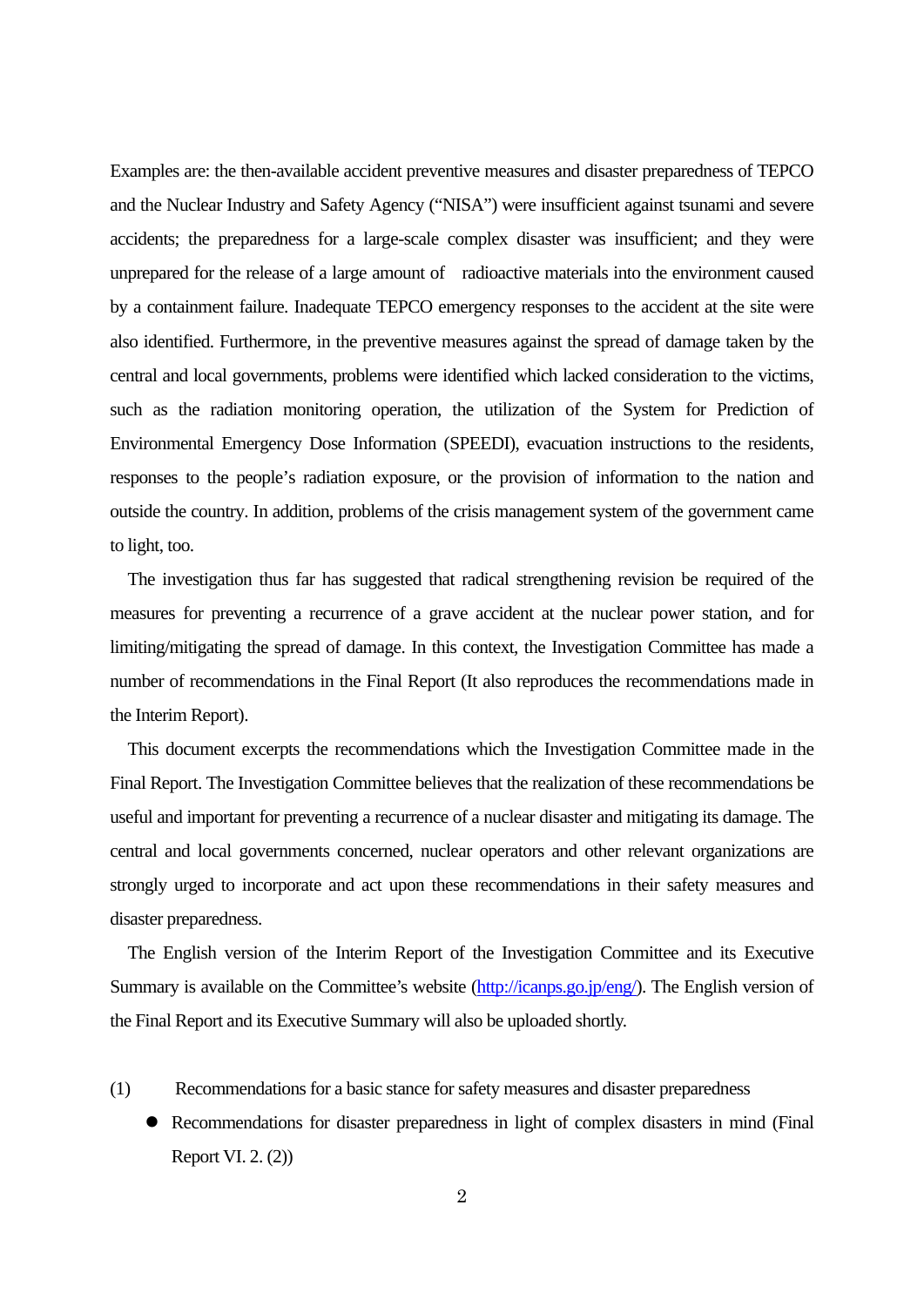Examples are: the then-available accident preventive measures and disaster preparedness of TEPCO and the Nuclear Industry and Safety Agency ("NISA") were insufficient against tsunami and severe accidents; the preparedness for a large-scale complex disaster was insufficient; and they were unprepared for the release of a large amount of radioactive materials into the environment caused by a containment failure. Inadequate TEPCO emergency responses to the accident at the site were also identified. Furthermore, in the preventive measures against the spread of damage taken by the central and local governments, problems were identified which lacked consideration to the victims, such as the radiation monitoring operation, the utilization of the System for Prediction of Environmental Emergency Dose Information (SPEEDI), evacuation instructions to the residents, responses to the people's radiation exposure, or the provision of information to the nation and outside the country. In addition, problems of the crisis management system of the government came to light, too.

The investigation thus far has suggested that radical strengthening revision be required of the measures for preventing a recurrence of a grave accident at the nuclear power station, and for limiting/mitigating the spread of damage. In this context, the Investigation Committee has made a number of recommendations in the Final Report (It also reproduces the recommendations made in the Interim Report).

This document excerpts the recommendations which the Investigation Committee made in the Final Report. The Investigation Committee believes that the realization of these recommendations be useful and important for preventing a recurrence of a nuclear disaster and mitigating its damage. The central and local governments concerned, nuclear operators and other relevant organizations are strongly urged to incorporate and act upon these recommendations in their safety measures and disaster preparedness.

The English version of the Interim Report of the Investigation Committee and its Executive Summary is available on the Committee's website (http://icanps.go.jp/eng/). The English version of the Final Report and its Executive Summary will also be uploaded shortly.

(1) Recommendations for a basic stance for safety measures and disaster preparedness

- Recommendations for disaster preparedness in light of complex disasters in mind (Final Report VI. 2. (2))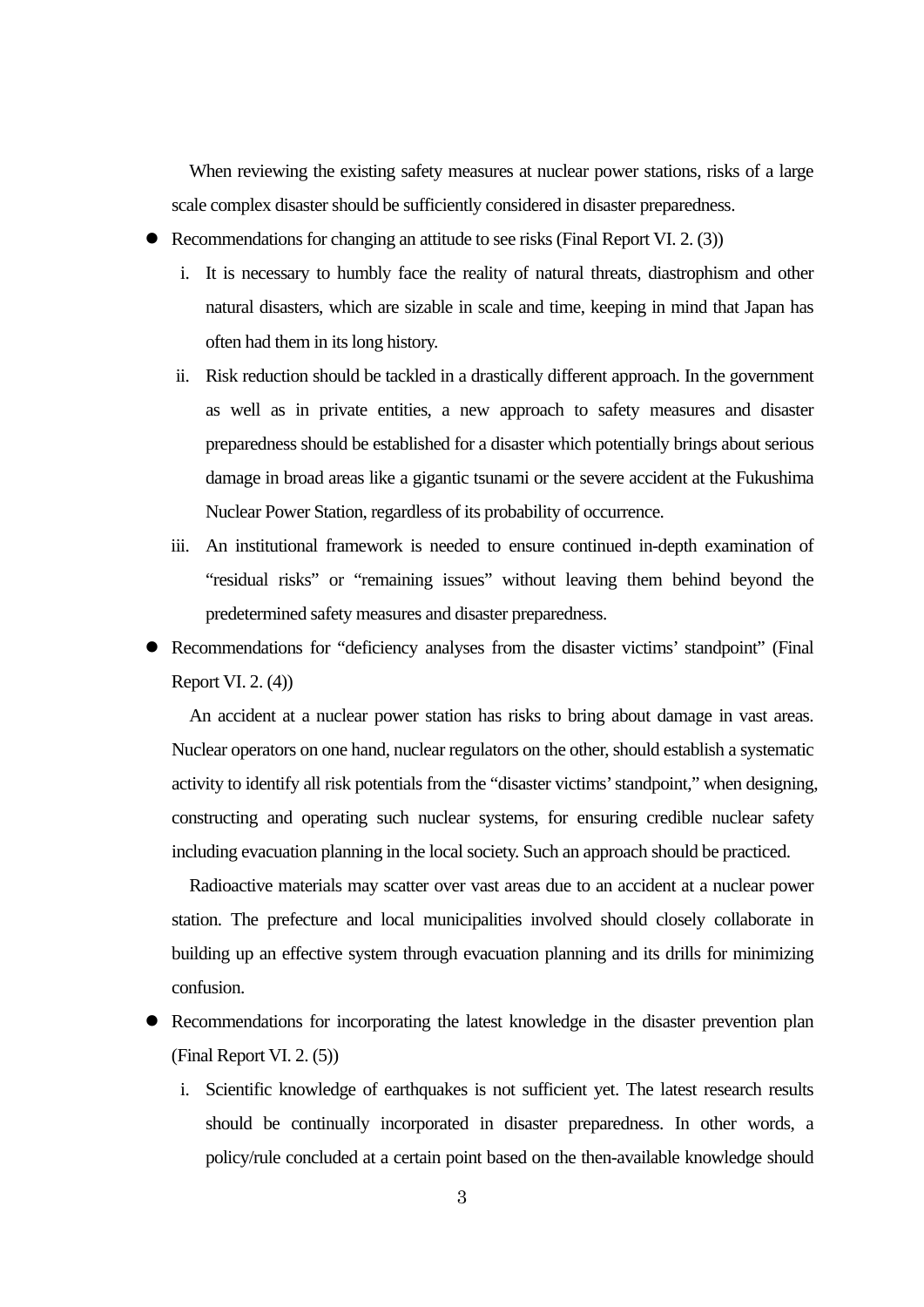When reviewing the existing safety measures at nuclear power stations, risks of a large scale complex disaster should be sufficiently considered in disaster preparedness.

- Recommendations for changing an attitude to see risks (Final Report VI. 2. (3))
  1. It is necessary to humbly face the reality of natural threats, diastrophism and other natural disasters, which are sizable in scale and time, keeping in mind that Japan has often had them in its long history.
  2. Risk reduction should be tackled in a drastically different approach. In the government as well as in private entities, a new approach to safety measures and disaster preparedness should be established for a disaster which potentially brings about serious damage in broad areas like a gigantic tsunami or the severe accident at the Fukushima Nuclear Power Station, regardless of its probability of occurrence.
  3. An institutional framework is needed to ensure continued in-depth examination of "residual risks" or "remaining issues" without leaving them behind beyond the predetermined safety measures and disaster preparedness.

- Recommendations for "deficiency analyses from the disaster victims' standpoint" (Final Report VI. 2. (4))

  An accident at a nuclear power station has risks to bring about damage in vast areas. Nuclear operators on one hand, nuclear regulators on the other, should establish a systematic activity to identify all risk potentials from the "disaster victims' standpoint," when designing, constructing and operating such nuclear systems, for ensuring credible nuclear safety including evacuation planning in the local society. Such an approach should be practiced.

  Radioactive materials may scatter over vast areas due to an accident at a nuclear power station. The prefecture and local municipalities involved should closely collaborate in building up an effective system through evacuation planning and its drills for minimizing confusion.

- Recommendations for incorporating the latest knowledge in the disaster prevention plan (Final Report VI. 2. (5))
  1. Scientific knowledge of earthquakes is not sufficient yet. The latest research results should be continually incorporated in disaster preparedness. In other words, a policy/rule concluded at a certain point based on the then-available knowledge should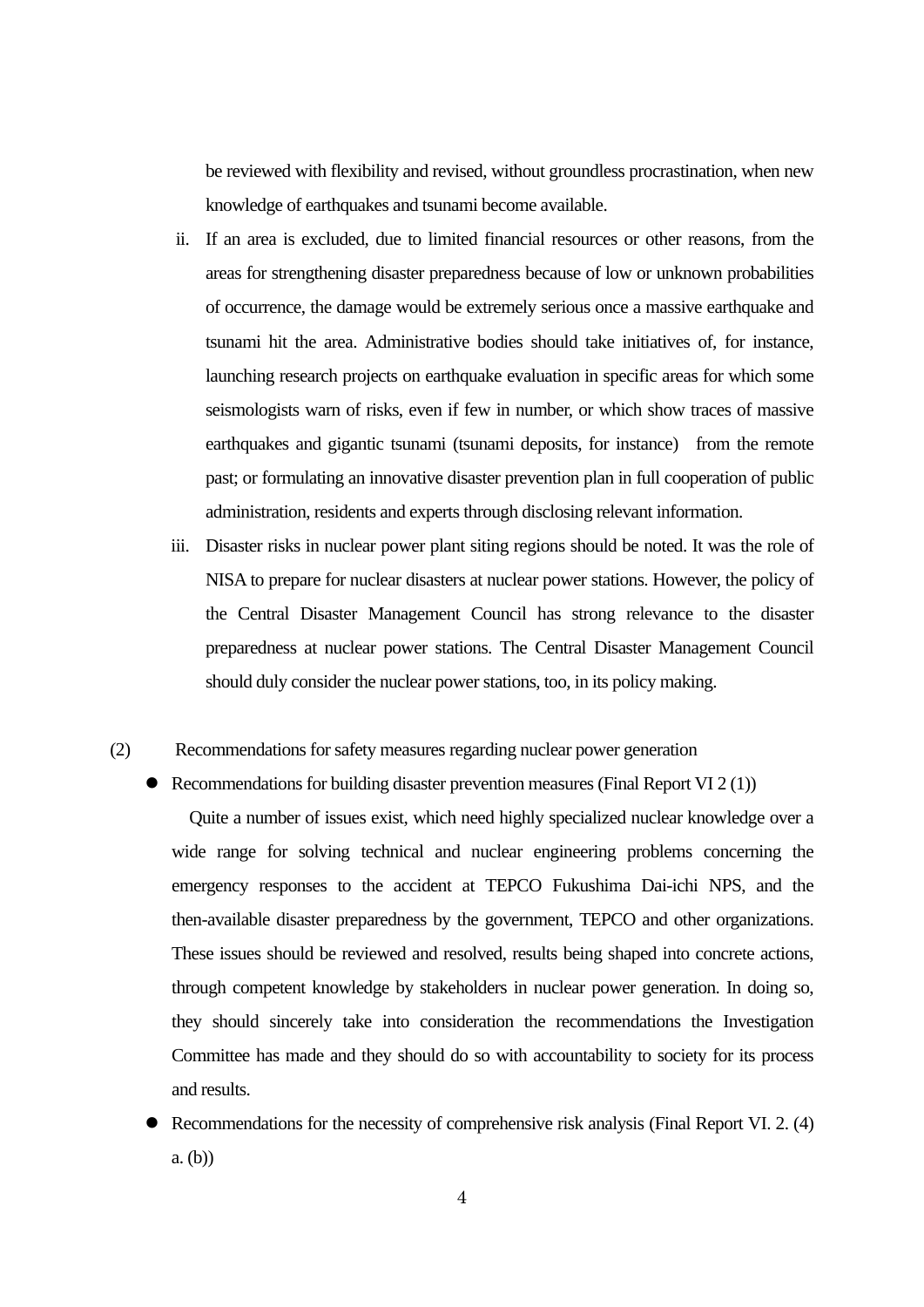be reviewed with flexibility and revised, without groundless procrastination, when new knowledge of earthquakes and tsunami become available.

ii. If an area is excluded, due to limited financial resources or other reasons, from the areas for strengthening disaster preparedness because of low or unknown probabilities of occurrence, the damage would be extremely serious once a massive earthquake and tsunami hit the area. Administrative bodies should take initiatives of, for instance, launching research projects on earthquake evaluation in specific areas for which some seismologists warn of risks, even if few in number, or which show traces of massive earthquakes and gigantic tsunami (tsunami deposits, for instance) from the remote past; or formulating an innovative disaster prevention plan in full cooperation of public administration, residents and experts through disclosing relevant information.

iii. Disaster risks in nuclear power plant siting regions should be noted. It was the role of NISA to prepare for nuclear disasters at nuclear power stations. However, the policy of the Central Disaster Management Council has strong relevance to the disaster preparedness at nuclear power stations. The Central Disaster Management Council should duly consider the nuclear power stations, too, in its policy making.

(2) Recommendations for safety measures regarding nuclear power generation

- Recommendations for building disaster prevention measures (Final Report VI 2 (1))

  Quite a number of issues exist, which need highly specialized nuclear knowledge over a wide range for solving technical and nuclear engineering problems concerning the emergency responses to the accident at TEPCO Fukushima Dai-ichi NPS, and the then-available disaster preparedness by the government, TEPCO and other organizations. These issues should be reviewed and resolved, results being shaped into concrete actions, through competent knowledge by stakeholders in nuclear power generation. In doing so, they should sincerely take into consideration the recommendations the Investigation Committee has made and they should do so with accountability to society for its process and results.

- Recommendations for the necessity of comprehensive risk analysis (Final Report VI. 2. (4) a. (b))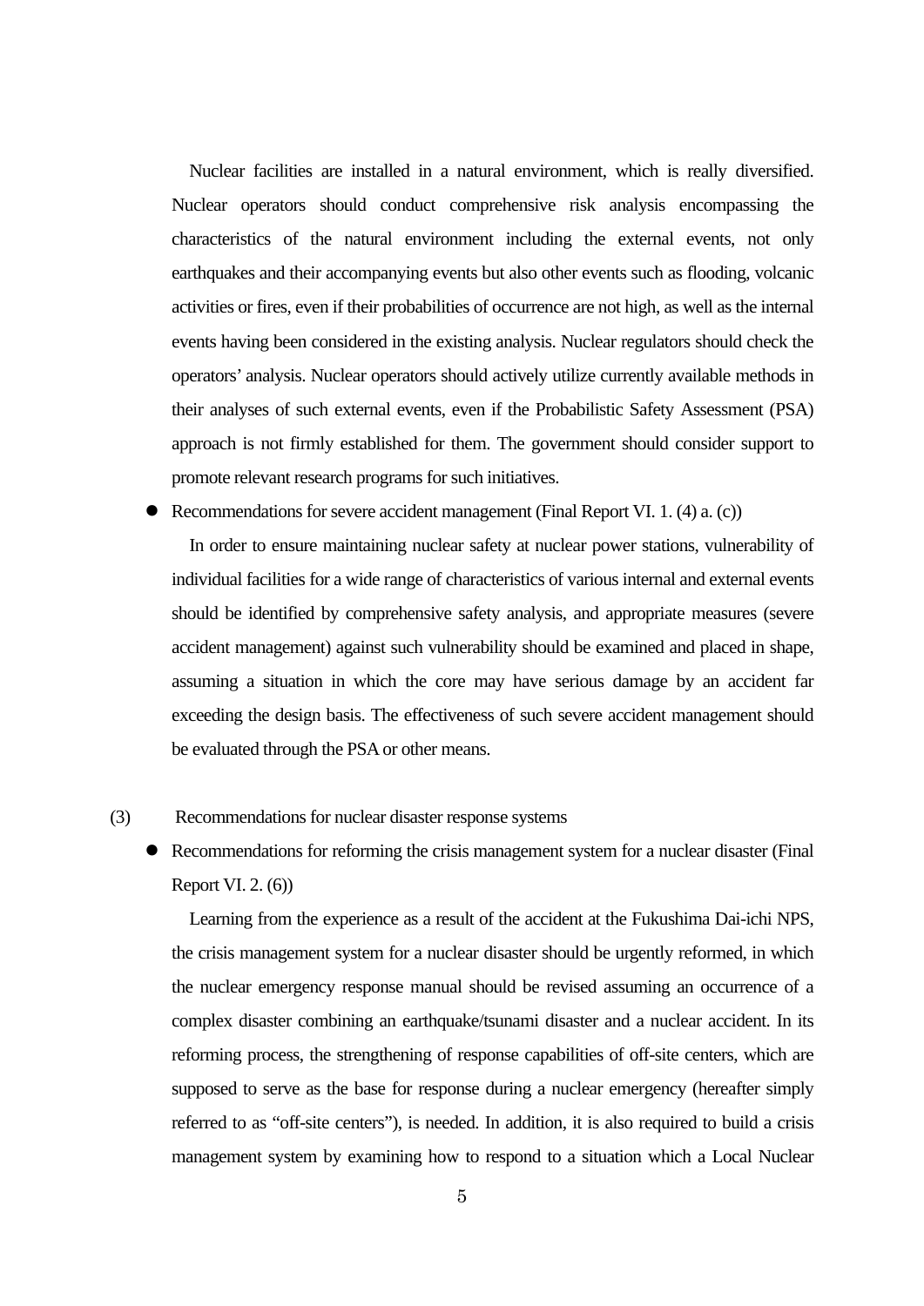Nuclear facilities are installed in a natural environment, which is really diversified. Nuclear operators should conduct comprehensive risk analysis encompassing the characteristics of the natural environment including the external events, not only earthquakes and their accompanying events but also other events such as flooding, volcanic activities or fires, even if their probabilities of occurrence are not high, as well as the internal events having been considered in the existing analysis. Nuclear regulators should check the operators' analysis. Nuclear operators should actively utilize currently available methods in their analyses of such external events, even if the Probabilistic Safety Assessment (PSA) approach is not firmly established for them. The government should consider support to promote relevant research programs for such initiatives.

- Recommendations for severe accident management (Final Report VI. 1. (4) a. (c))

  In order to ensure maintaining nuclear safety at nuclear power stations, vulnerability of individual facilities for a wide range of characteristics of various internal and external events should be identified by comprehensive safety analysis, and appropriate measures (severe accident management) against such vulnerability should be examined and placed in shape, assuming a situation in which the core may have serious damage by an accident far exceeding the design basis. The effectiveness of such severe accident management should be evaluated through the PSA or other means.

(3) Recommendations for nuclear disaster response systems

- Recommendations for reforming the crisis management system for a nuclear disaster (Final Report VI. 2. (6))

  Learning from the experience as a result of the accident at the Fukushima Dai-ichi NPS, the crisis management system for a nuclear disaster should be urgently reformed, in which the nuclear emergency response manual should be revised assuming an occurrence of a complex disaster combining an earthquake/tsunami disaster and a nuclear accident. In its reforming process, the strengthening of response capabilities of off-site centers, which are supposed to serve as the base for response during a nuclear emergency (hereafter simply referred to as "off-site centers"), is needed. In addition, it is also required to build a crisis management system by examining how to respond to a situation which a Local Nuclear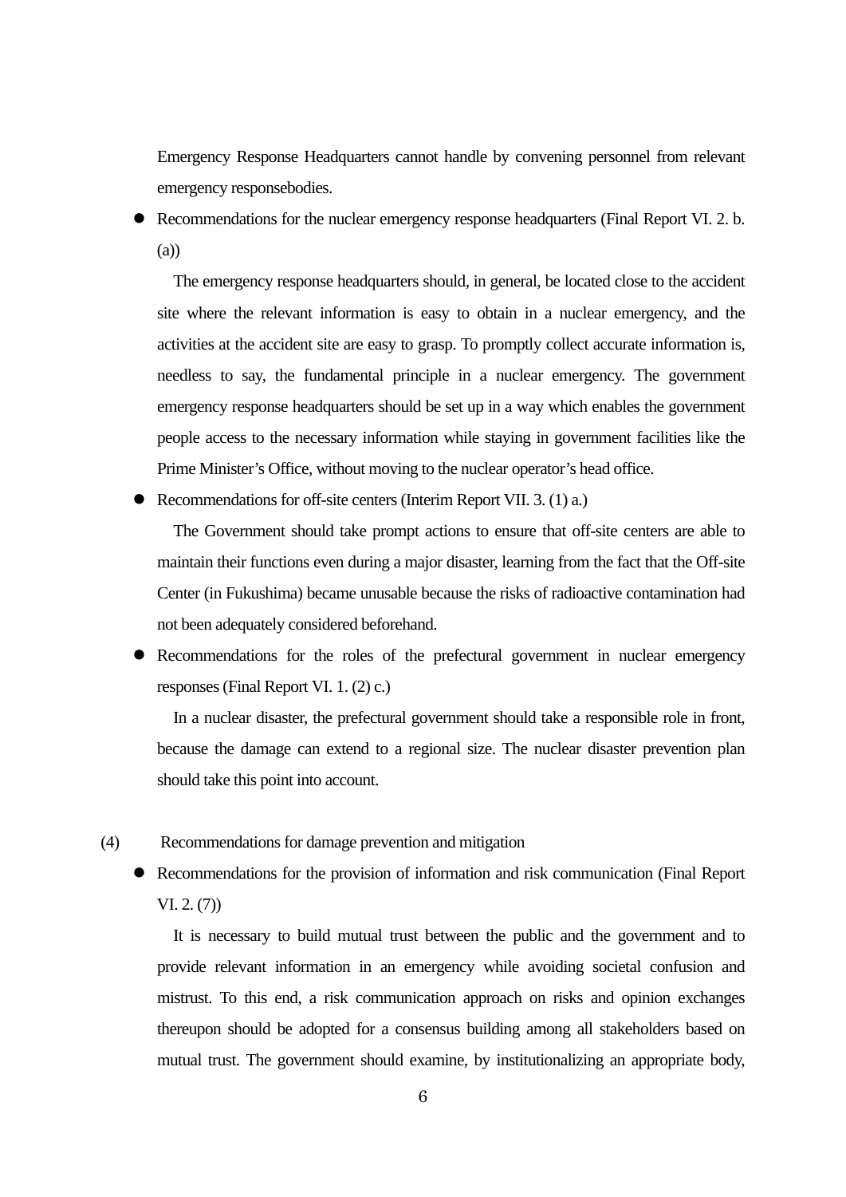Emergency Response Headquarters cannot handle by convening personnel from relevant emergency responsebodies.

- Recommendations for the nuclear emergency response headquarters (Final Report VI. 2. b. (a))

  The emergency response headquarters should, in general, be located close to the accident site where the relevant information is easy to obtain in a nuclear emergency, and the activities at the accident site are easy to grasp. To promptly collect accurate information is, needless to say, the fundamental principle in a nuclear emergency. The government emergency response headquarters should be set up in a way which enables the government people access to the necessary information while staying in government facilities like the Prime Minister's Office, without moving to the nuclear operator's head office.

- Recommendations for off-site centers (Interim Report VII. 3. (1) a.)

  The Government should take prompt actions to ensure that off-site centers are able to maintain their functions even during a major disaster, learning from the fact that the Off-site Center (in Fukushima) became unusable because the risks of radioactive contamination had not been adequately considered beforehand.

- Recommendations for the roles of the prefectural government in nuclear emergency responses (Final Report VI. 1. (2) c.)

  In a nuclear disaster, the prefectural government should take a responsible role in front, because the damage can extend to a regional size. The nuclear disaster prevention plan should take this point into account.

(4) Recommendations for damage prevention and mitigation

- Recommendations for the provision of information and risk communication (Final Report VI. 2. (7))

  It is necessary to build mutual trust between the public and the government and to provide relevant information in an emergency while avoiding societal confusion and mistrust. To this end, a risk communication approach on risks and opinion exchanges thereupon should be adopted for a consensus building among all stakeholders based on mutual trust. The government should examine, by institutionalizing an appropriate body,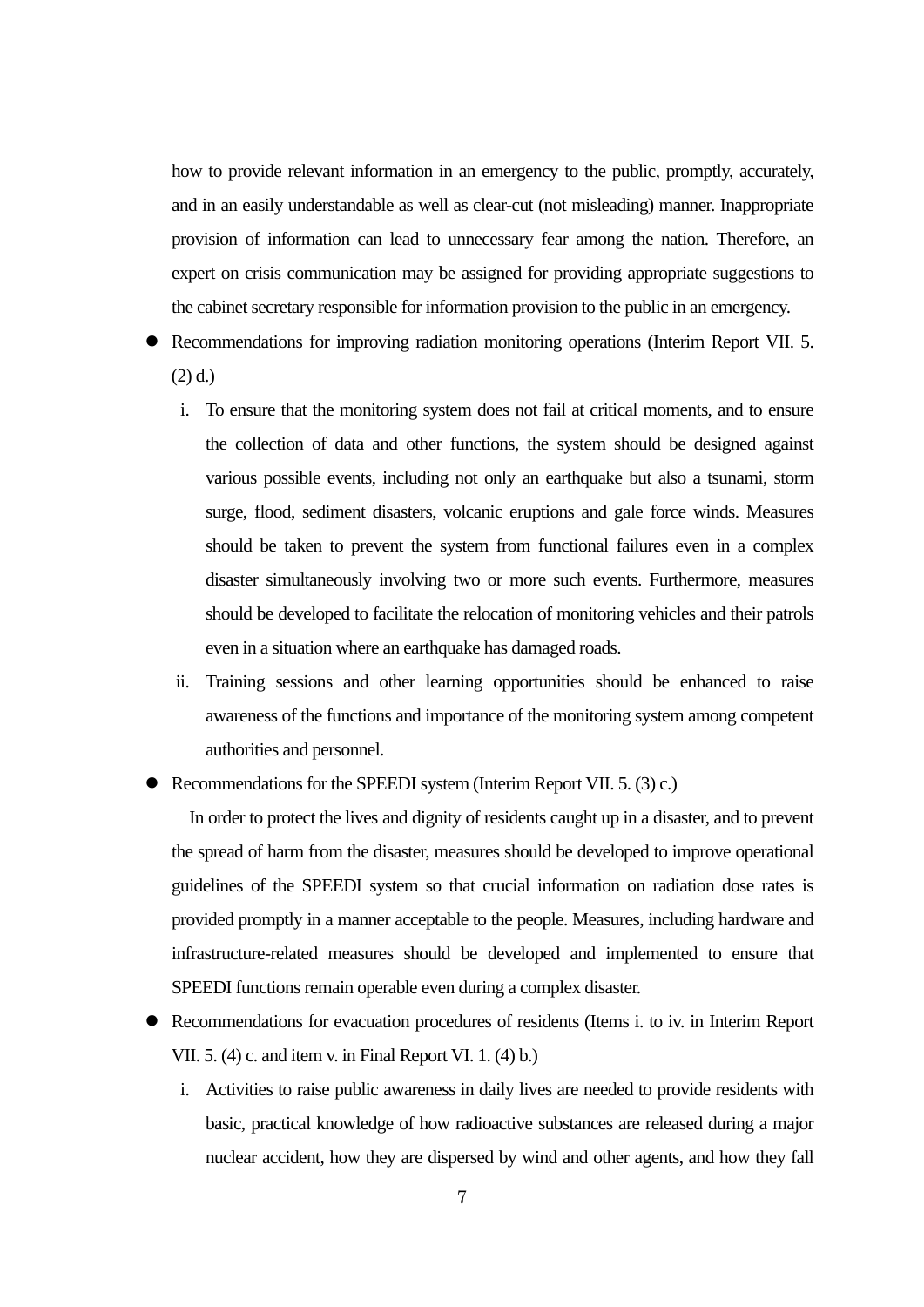how to provide relevant information in an emergency to the public, promptly, accurately, and in an easily understandable as well as clear-cut (not misleading) manner. Inappropriate provision of information can lead to unnecessary fear among the nation. Therefore, an expert on crisis communication may be assigned for providing appropriate suggestions to the cabinet secretary responsible for information provision to the public in an emergency.

- Recommendations for improving radiation monitoring operations (Interim Report VII. 5. (2) d.)
  1. To ensure that the monitoring system does not fail at critical moments, and to ensure the collection of data and other functions, the system should be designed against various possible events, including not only an earthquake but also a tsunami, storm surge, flood, sediment disasters, volcanic eruptions and gale force winds. Measures should be taken to prevent the system from functional failures even in a complex disaster simultaneously involving two or more such events. Furthermore, measures should be developed to facilitate the relocation of monitoring vehicles and their patrols even in a situation where an earthquake has damaged roads.
  2. Training sessions and other learning opportunities should be enhanced to raise awareness of the functions and importance of the monitoring system among competent authorities and personnel.
- Recommendations for the SPEEDI system (Interim Report VII. 5. (3) c.)

  In order to protect the lives and dignity of residents caught up in a disaster, and to prevent the spread of harm from the disaster, measures should be developed to improve operational guidelines of the SPEEDI system so that crucial information on radiation dose rates is provided promptly in a manner acceptable to the people. Measures, including hardware and infrastructure-related measures should be developed and implemented to ensure that SPEEDI functions remain operable even during a complex disaster.
- Recommendations for evacuation procedures of residents (Items i. to iv. in Interim Report VII. 5. (4) c. and item v. in Final Report VI. 1. (4) b.)
  1. Activities to raise public awareness in daily lives are needed to provide residents with basic, practical knowledge of how radioactive substances are released during a major nuclear accident, how they are dispersed by wind and other agents, and how they fall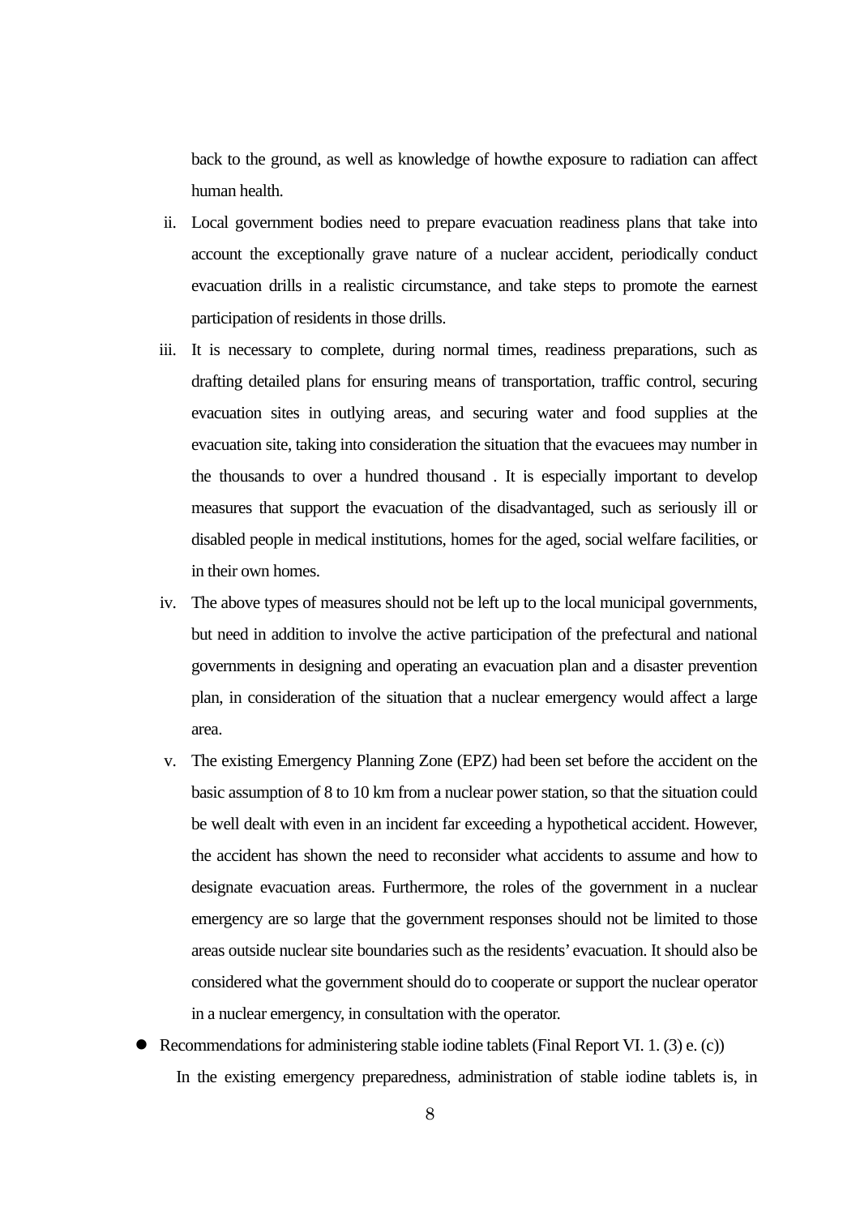back to the ground, as well as knowledge of howthe exposure to radiation can affect human health.

ii. Local government bodies need to prepare evacuation readiness plans that take into account the exceptionally grave nature of a nuclear accident, periodically conduct evacuation drills in a realistic circumstance, and take steps to promote the earnest participation of residents in those drills.

iii. It is necessary to complete, during normal times, readiness preparations, such as drafting detailed plans for ensuring means of transportation, traffic control, securing evacuation sites in outlying areas, and securing water and food supplies at the evacuation site, taking into consideration the situation that the evacuees may number in the thousands to over a hundred thousand . It is especially important to develop measures that support the evacuation of the disadvantaged, such as seriously ill or disabled people in medical institutions, homes for the aged, social welfare facilities, or in their own homes.

iv. The above types of measures should not be left up to the local municipal governments, but need in addition to involve the active participation of the prefectural and national governments in designing and operating an evacuation plan and a disaster prevention plan, in consideration of the situation that a nuclear emergency would affect a large area.

v. The existing Emergency Planning Zone (EPZ) had been set before the accident on the basic assumption of 8 to 10 km from a nuclear power station, so that the situation could be well dealt with even in an incident far exceeding a hypothetical accident. However, the accident has shown the need to reconsider what accidents to assume and how to designate evacuation areas. Furthermore, the roles of the government in a nuclear emergency are so large that the government responses should not be limited to those areas outside nuclear site boundaries such as the residents' evacuation. It should also be considered what the government should do to cooperate or support the nuclear operator in a nuclear emergency, in consultation with the operator.

- Recommendations for administering stable iodine tablets (Final Report VI. 1. (3) e. (c))

In the existing emergency preparedness, administration of stable iodine tablets is, in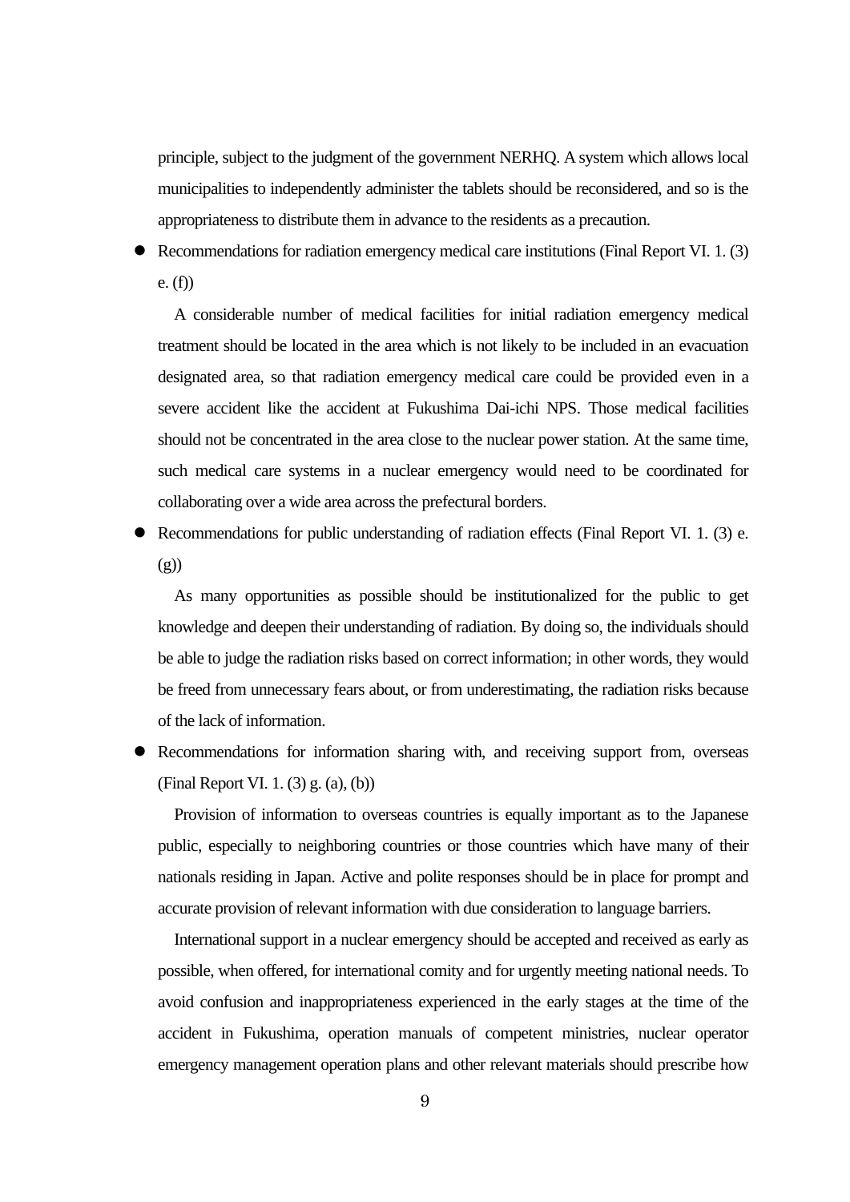principle, subject to the judgment of the government NERHQ. A system which allows local municipalities to independently administer the tablets should be reconsidered, and so is the appropriateness to distribute them in advance to the residents as a precaution.

- Recommendations for radiation emergency medical care institutions (Final Report VI. 1. (3) e. (f))

  A considerable number of medical facilities for initial radiation emergency medical treatment should be located in the area which is not likely to be included in an evacuation designated area, so that radiation emergency medical care could be provided even in a severe accident like the accident at Fukushima Dai-ichi NPS. Those medical facilities should not be concentrated in the area close to the nuclear power station. At the same time, such medical care systems in a nuclear emergency would need to be coordinated for collaborating over a wide area across the prefectural borders.

- Recommendations for public understanding of radiation effects (Final Report VI. 1. (3) e. (g))

  As many opportunities as possible should be institutionalized for the public to get knowledge and deepen their understanding of radiation. By doing so, the individuals should be able to judge the radiation risks based on correct information; in other words, they would be freed from unnecessary fears about, or from underestimating, the radiation risks because of the lack of information.

- Recommendations for information sharing with, and receiving support from, overseas (Final Report VI. 1. (3) g. (a), (b))

  Provision of information to overseas countries is equally important as to the Japanese public, especially to neighboring countries or those countries which have many of their nationals residing in Japan. Active and polite responses should be in place for prompt and accurate provision of relevant information with due consideration to language barriers.

  International support in a nuclear emergency should be accepted and received as early as possible, when offered, for international comity and for urgently meeting national needs. To avoid confusion and inappropriateness experienced in the early stages at the time of the accident in Fukushima, operation manuals of competent ministries, nuclear operator emergency management operation plans and other relevant materials should prescribe how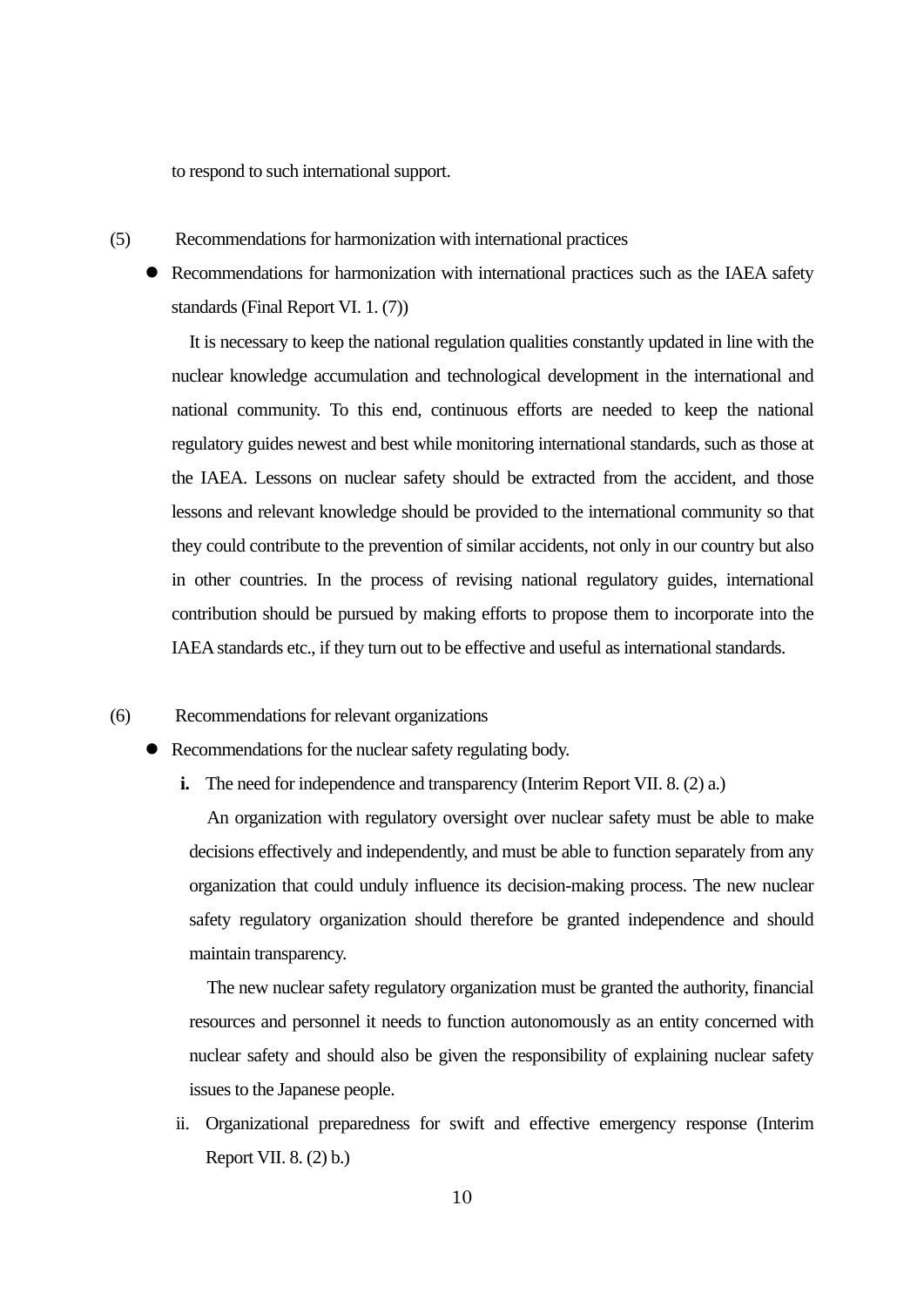to respond to such international support.

(5) Recommendations for harmonization with international practices

- Recommendations for harmonization with international practices such as the IAEA safety standards (Final Report VI. 1. (7))

  It is necessary to keep the national regulation qualities constantly updated in line with the nuclear knowledge accumulation and technological development in the international and national community. To this end, continuous efforts are needed to keep the national regulatory guides newest and best while monitoring international standards, such as those at the IAEA. Lessons on nuclear safety should be extracted from the accident, and those lessons and relevant knowledge should be provided to the international community so that they could contribute to the prevention of similar accidents, not only in our country but also in other countries. In the process of revising national regulatory guides, international contribution should be pursued by making efforts to propose them to incorporate into the IAEA standards etc., if they turn out to be effective and useful as international standards.

(6) Recommendations for relevant organizations

- Recommendations for the nuclear safety regulating body.

  **i.** The need for independence and transparency (Interim Report VII. 8. (2) a.)

  An organization with regulatory oversight over nuclear safety must be able to make decisions effectively and independently, and must be able to function separately from any organization that could unduly influence its decision-making process. The new nuclear safety regulatory organization should therefore be granted independence and should maintain transparency.

  The new nuclear safety regulatory organization must be granted the authority, financial resources and personnel it needs to function autonomously as an entity concerned with nuclear safety and should also be given the responsibility of explaining nuclear safety issues to the Japanese people.

  ii. Organizational preparedness for swift and effective emergency response (Interim Report VII. 8. (2) b.)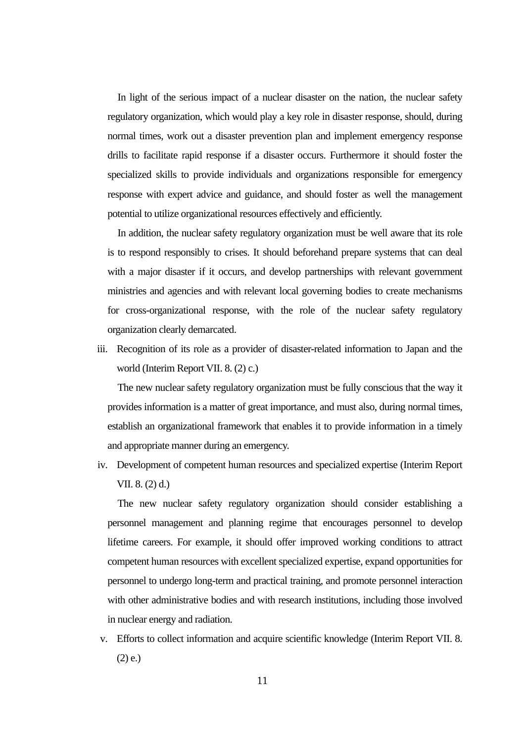In light of the serious impact of a nuclear disaster on the nation, the nuclear safety regulatory organization, which would play a key role in disaster response, should, during normal times, work out a disaster prevention plan and implement emergency response drills to facilitate rapid response if a disaster occurs. Furthermore it should foster the specialized skills to provide individuals and organizations responsible for emergency response with expert advice and guidance, and should foster as well the management potential to utilize organizational resources effectively and efficiently.

In addition, the nuclear safety regulatory organization must be well aware that its role is to respond responsibly to crises. It should beforehand prepare systems that can deal with a major disaster if it occurs, and develop partnerships with relevant government ministries and agencies and with relevant local governing bodies to create mechanisms for cross-organizational response, with the role of the nuclear safety regulatory organization clearly demarcated.

iii. Recognition of its role as a provider of disaster-related information to Japan and the world (Interim Report VII. 8. (2) c.)

The new nuclear safety regulatory organization must be fully conscious that the way it provides information is a matter of great importance, and must also, during normal times, establish an organizational framework that enables it to provide information in a timely and appropriate manner during an emergency.

iv. Development of competent human resources and specialized expertise (Interim Report VII. 8. (2) d.)

The new nuclear safety regulatory organization should consider establishing a personnel management and planning regime that encourages personnel to develop lifetime careers. For example, it should offer improved working conditions to attract competent human resources with excellent specialized expertise, expand opportunities for personnel to undergo long-term and practical training, and promote personnel interaction with other administrative bodies and with research institutions, including those involved in nuclear energy and radiation.

v. Efforts to collect information and acquire scientific knowledge (Interim Report VII. 8. (2) e.)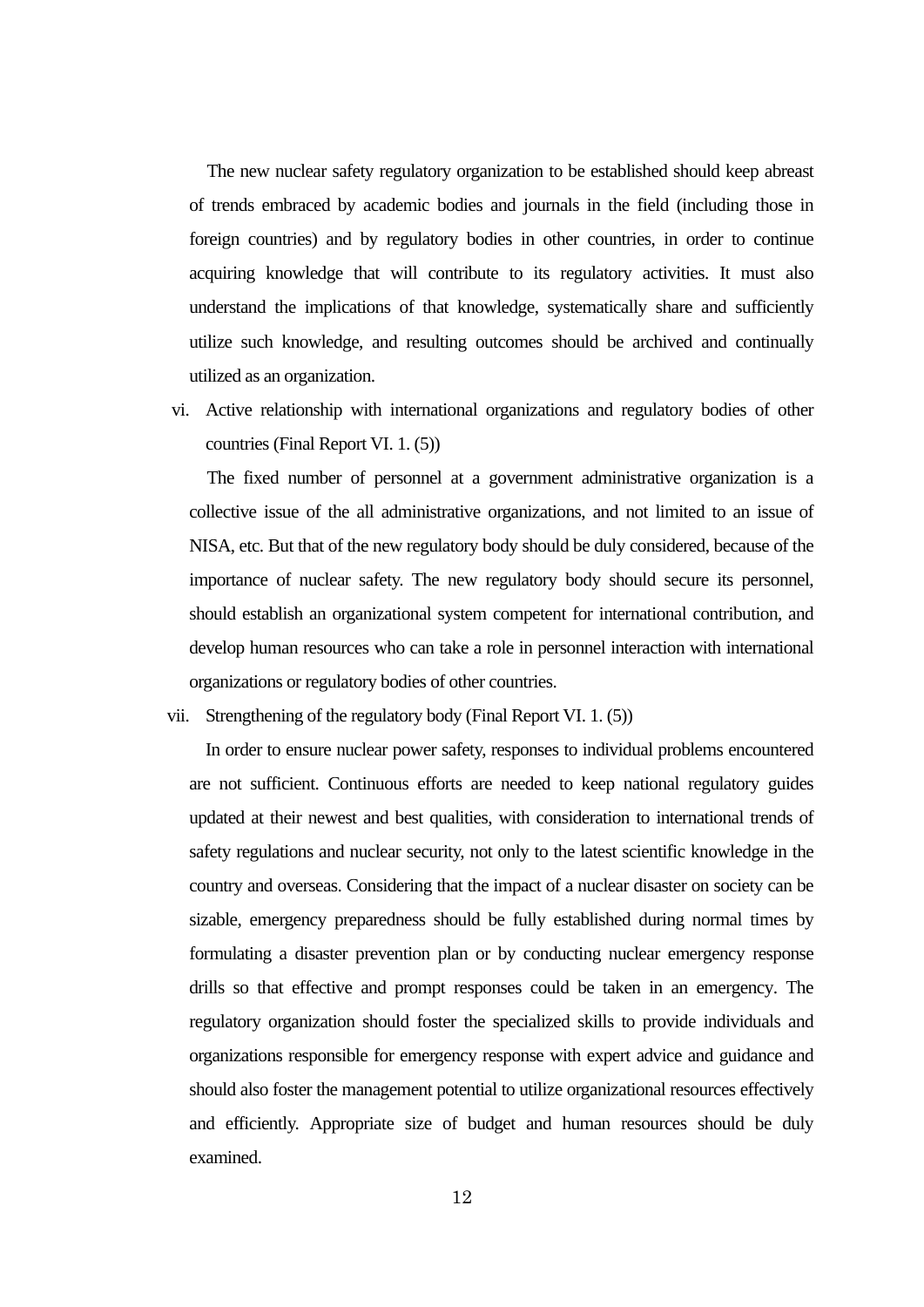The new nuclear safety regulatory organization to be established should keep abreast of trends embraced by academic bodies and journals in the field (including those in foreign countries) and by regulatory bodies in other countries, in order to continue acquiring knowledge that will contribute to its regulatory activities. It must also understand the implications of that knowledge, systematically share and sufficiently utilize such knowledge, and resulting outcomes should be archived and continually utilized as an organization.

vi. Active relationship with international organizations and regulatory bodies of other countries (Final Report VI. 1. (5))

The fixed number of personnel at a government administrative organization is a collective issue of the all administrative organizations, and not limited to an issue of NISA, etc. But that of the new regulatory body should be duly considered, because of the importance of nuclear safety. The new regulatory body should secure its personnel, should establish an organizational system competent for international contribution, and develop human resources who can take a role in personnel interaction with international organizations or regulatory bodies of other countries.

vii. Strengthening of the regulatory body (Final Report VI. 1. (5))

In order to ensure nuclear power safety, responses to individual problems encountered are not sufficient. Continuous efforts are needed to keep national regulatory guides updated at their newest and best qualities, with consideration to international trends of safety regulations and nuclear security, not only to the latest scientific knowledge in the country and overseas. Considering that the impact of a nuclear disaster on society can be sizable, emergency preparedness should be fully established during normal times by formulating a disaster prevention plan or by conducting nuclear emergency response drills so that effective and prompt responses could be taken in an emergency. The regulatory organization should foster the specialized skills to provide individuals and organizations responsible for emergency response with expert advice and guidance and should also foster the management potential to utilize organizational resources effectively and efficiently. Appropriate size of budget and human resources should be duly examined.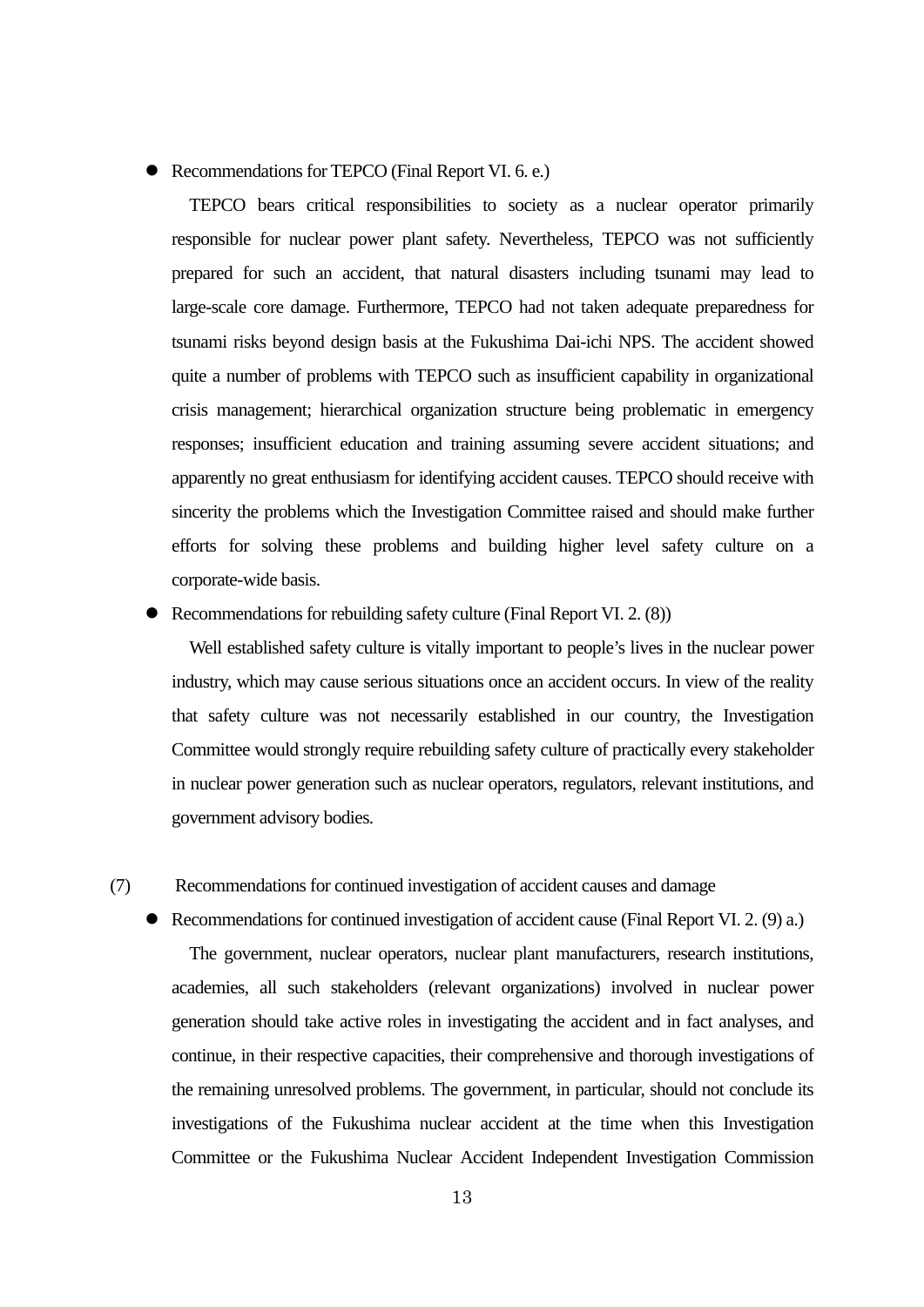- Recommendations for TEPCO (Final Report VI. 6. e.)

  TEPCO bears critical responsibilities to society as a nuclear operator primarily responsible for nuclear power plant safety. Nevertheless, TEPCO was not sufficiently prepared for such an accident, that natural disasters including tsunami may lead to large-scale core damage. Furthermore, TEPCO had not taken adequate preparedness for tsunami risks beyond design basis at the Fukushima Dai-ichi NPS. The accident showed quite a number of problems with TEPCO such as insufficient capability in organizational crisis management; hierarchical organization structure being problematic in emergency responses; insufficient education and training assuming severe accident situations; and apparently no great enthusiasm for identifying accident causes. TEPCO should receive with sincerity the problems which the Investigation Committee raised and should make further efforts for solving these problems and building higher level safety culture on a corporate-wide basis.

- Recommendations for rebuilding safety culture (Final Report VI. 2. (8))

  Well established safety culture is vitally important to people's lives in the nuclear power industry, which may cause serious situations once an accident occurs. In view of the reality that safety culture was not necessarily established in our country, the Investigation Committee would strongly require rebuilding safety culture of practically every stakeholder in nuclear power generation such as nuclear operators, regulators, relevant institutions, and government advisory bodies.

(7) Recommendations for continued investigation of accident causes and damage

- Recommendations for continued investigation of accident cause (Final Report VI. 2. (9) a.)

  The government, nuclear operators, nuclear plant manufacturers, research institutions, academies, all such stakeholders (relevant organizations) involved in nuclear power generation should take active roles in investigating the accident and in fact analyses, and continue, in their respective capacities, their comprehensive and thorough investigations of the remaining unresolved problems. The government, in particular, should not conclude its investigations of the Fukushima nuclear accident at the time when this Investigation Committee or the Fukushima Nuclear Accident Independent Investigation Commission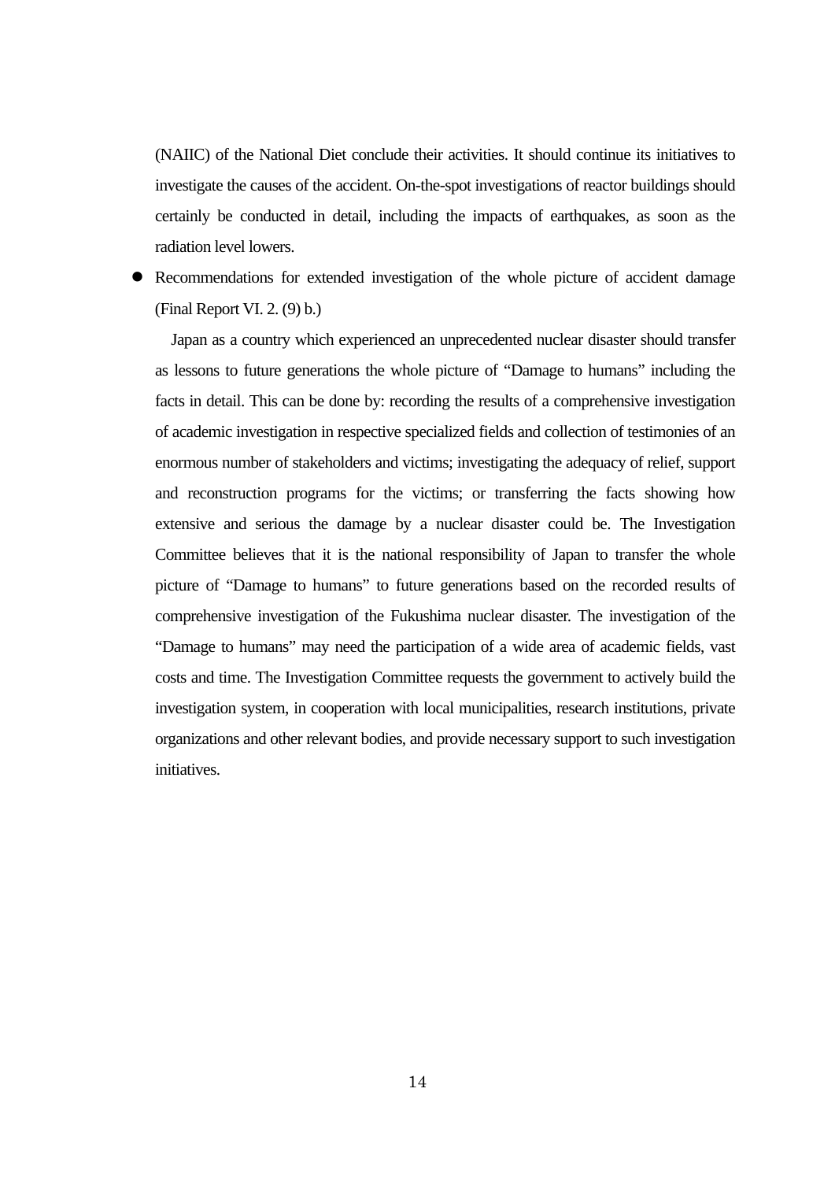(NAIIC) of the National Diet conclude their activities. It should continue its initiatives to investigate the causes of the accident. On-the-spot investigations of reactor buildings should certainly be conducted in detail, including the impacts of earthquakes, as soon as the radiation level lowers.

- Recommendations for extended investigation of the whole picture of accident damage (Final Report VI. 2. (9) b.)

  Japan as a country which experienced an unprecedented nuclear disaster should transfer as lessons to future generations the whole picture of “Damage to humans” including the facts in detail. This can be done by: recording the results of a comprehensive investigation of academic investigation in respective specialized fields and collection of testimonies of an enormous number of stakeholders and victims; investigating the adequacy of relief, support and reconstruction programs for the victims; or transferring the facts showing how extensive and serious the damage by a nuclear disaster could be. The Investigation Committee believes that it is the national responsibility of Japan to transfer the whole picture of “Damage to humans” to future generations based on the recorded results of comprehensive investigation of the Fukushima nuclear disaster. The investigation of the “Damage to humans” may need the participation of a wide area of academic fields, vast costs and time. The Investigation Committee requests the government to actively build the investigation system, in cooperation with local municipalities, research institutions, private organizations and other relevant bodies, and provide necessary support to such investigation initiatives.